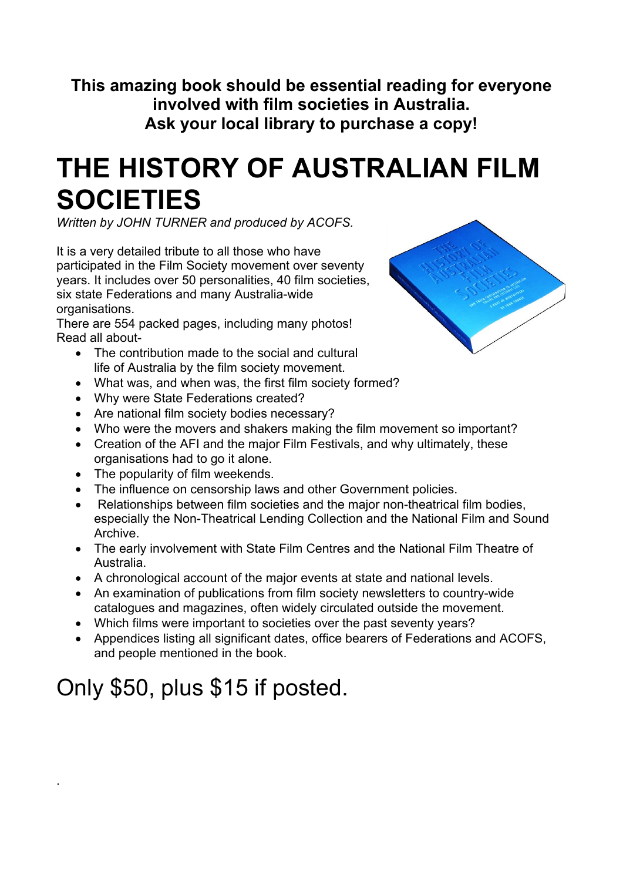**This amazing book should be essential reading for everyone involved with film societies in Australia. Ask your local library to purchase a copy!**

# THE HISTORY OF AUSTRALIAN FILM SOCIETIES

*Written by JOHN TURNER and produced by ACOFS.*

It is a very detailed tribute to all those who have participated in the Film Society movement over seventy years. It includes over 50 personalities, 40 film societies, six state Federations and many Australia-wide organisations.
There are 554 packed pages, including many photos!
Read all about-

- The contribution made to the social and cultural life of Australia by the film society movement.
- What was, and when was, the first film society formed?
- Why were State Federations created?
- Are national film society bodies necessary?
- Who were the movers and shakers making the film movement so important?
- Creation of the AFI and the major Film Festivals, and why ultimately, these organisations had to go it alone.
- The popularity of film weekends.
- The influence on censorship laws and other Government policies.
- Relationships between film societies and the major non-theatrical film bodies, especially the Non-Theatrical Lending Collection and the National Film and Sound Archive.
- The early involvement with State Film Centres and the National Film Theatre of Australia.
- A chronological account of the major events at state and national levels.
- An examination of publications from film society newsletters to country-wide catalogues and magazines, often widely circulated outside the movement.
- Which films were important to societies over the past seventy years?
- Appendices listing all significant dates, office bearers of Federations and ACOFS, and people mentioned in the book.

## Only $50, plus $15 if posted.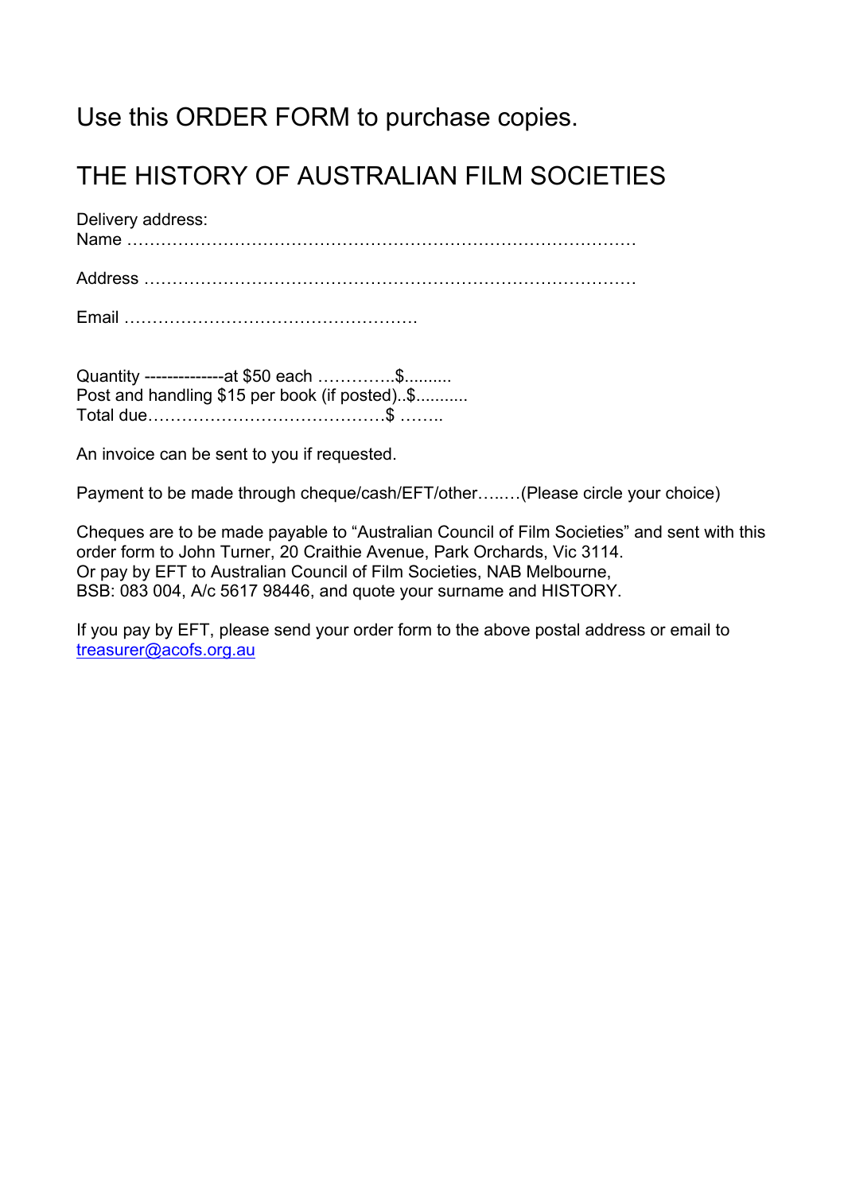Use this ORDER FORM to purchase copies.

# THE HISTORY OF AUSTRALIAN FILM SOCIETIES

Delivery address:
Name …………………………………………………………………………………

Address ……………………………………………………………………………

Email …………………………………………….

Quantity --------------at $50 each …………..$..........
Post and handling $15 per book (if posted)..$...........
Total due……………………………………$ ……..

An invoice can be sent to you if requested.

Payment to be made through cheque/cash/EFT/other…..…(Please circle your choice)

Cheques are to be made payable to "Australian Council of Film Societies" and sent with this order form to John Turner, 20 Craithie Avenue, Park Orchards, Vic 3114.
Or pay by EFT to Australian Council of Film Societies, NAB Melbourne,
BSB: 083 004, A/c 5617 98446, and quote your surname and HISTORY.

If you pay by EFT, please send your order form to the above postal address or email to treasurer@acofs.org.au